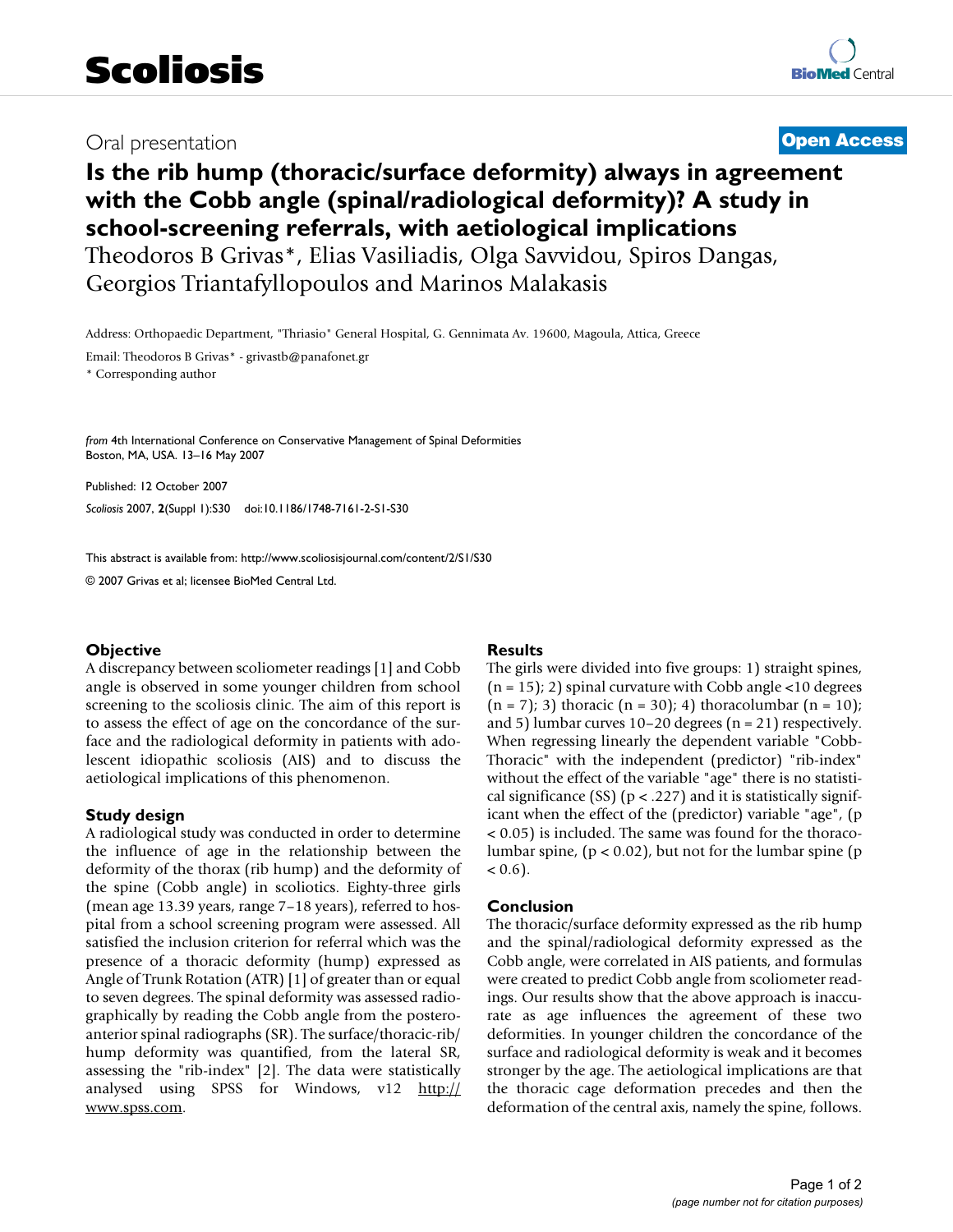Scoliosis

Oral presentation

**Open Access**

# Is the rib hump (thoracic/surface deformity) always in agreement with the Cobb angle (spinal/radiological deformity)? A study in school-screening referrals, with aetiological implications

Theodoros B Grivas*, Elias Vasiliadis, Olga Savvidou, Spiros Dangas, Georgios Triantafyllopoulos and Marinos Malakasis

Address: Orthopaedic Department, "Thriasio" General Hospital, G. Gennimata Av. 19600, Magoula, Attica, Greece

Email: Theodoros B Grivas* - grivastb@panafonet.gr

* Corresponding author

*from* 4th International Conference on Conservative Management of Spinal Deformities
Boston, MA, USA. 13–16 May 2007

Published: 12 October 2007

*Scoliosis* 2007, **2**(Suppl 1):S30 doi:10.1186/1748-7161-2-S1-S30

This abstract is available from: http://www.scoliosisjournal.com/content/2/S1/S30

© 2007 Grivas et al; licensee BioMed Central Ltd.

### Objective

A discrepancy between scoliometer readings [1] and Cobb angle is observed in some younger children from school screening to the scoliosis clinic. The aim of this report is to assess the effect of age on the concordance of the surface and the radiological deformity in patients with adolescent idiopathic scoliosis (AIS) and to discuss the aetiological implications of this phenomenon.

### Study design

A radiological study was conducted in order to determine the influence of age in the relationship between the deformity of the thorax (rib hump) and the deformity of the spine (Cobb angle) in scoliotics. Eighty-three girls (mean age 13.39 years, range 7–18 years), referred to hospital from a school screening program were assessed. All satisfied the inclusion criterion for referral which was the presence of a thoracic deformity (hump) expressed as Angle of Trunk Rotation (ATR) [1] of greater than or equal to seven degrees. The spinal deformity was assessed radiographically by reading the Cobb angle from the posteroanterior spinal radiographs (SR). The surface/thoracic-rib/hump deformity was quantified, from the lateral SR, assessing the "rib-index" [2]. The data were statistically analysed using SPSS for Windows, v12 http://www.spss.com.

### Results

The girls were divided into five groups: 1) straight spines, ($n = 15$); 2) spinal curvature with Cobb angle <10 degrees ($n = 7$); 3) thoracic ($n = 30$); 4) thoracolumbar ($n = 10$); and 5) lumbar curves 10–20 degrees ($n = 21$) respectively. When regressing linearly the dependent variable "Cobb-Thoracic" with the independent (predictor) "rib-index" without the effect of the variable "age" there is no statistical significance (SS) ($p < .227$) and it is statistically significant when the effect of the (predictor) variable "age", ($p < 0.05$) is included. The same was found for the thoracolumbar spine, ($p < 0.02$), but not for the lumbar spine ($p < 0.6$).

### Conclusion

The thoracic/surface deformity expressed as the rib hump and the spinal/radiological deformity expressed as the Cobb angle, were correlated in AIS patients, and formulas were created to predict Cobb angle from scoliometer readings. Our results show that the above approach is inaccurate as age influences the agreement of these two deformities. In younger children the concordance of the surface and radiological deformity is weak and it becomes stronger by the age. The aetiological implications are that the thoracic cage deformation precedes and then the deformation of the central axis, namely the spine, follows.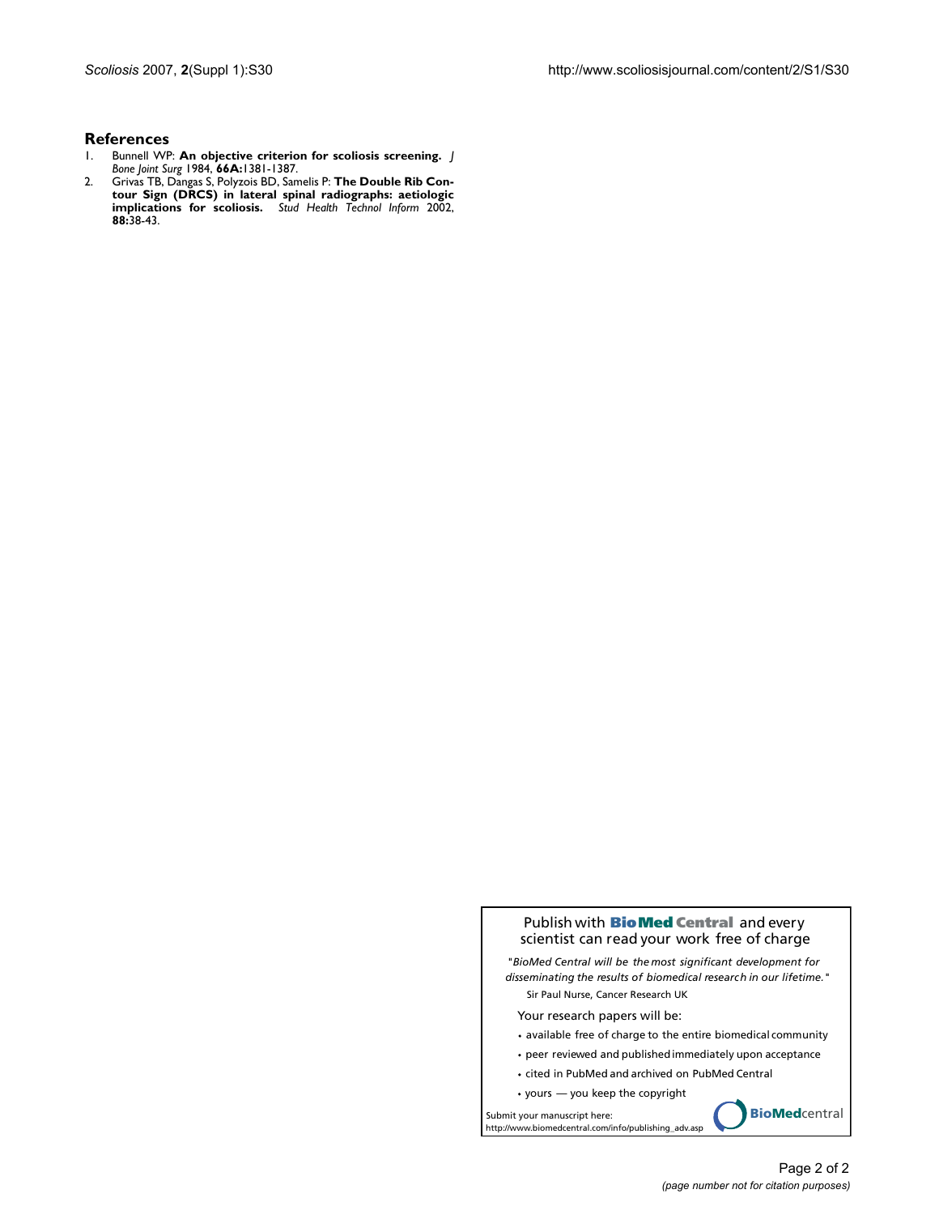## References

1. Bunnell WP: **An objective criterion for scoliosis screening.** *J Bone Joint Surg* 1984, **66A:**1381-1387.
2. Grivas TB, Dangas S, Polyzois BD, Samelis P: **The Double Rib Contour Sign (DRCS) in lateral spinal radiographs: aetiologic implications for scoliosis.** *Stud Health Technol Inform* 2002, **88:**38-43.

Publish with **BioMed Central** and every scientist can read your work free of charge

*"BioMed Central will be the most significant development for disseminating the results of biomedical research in our lifetime."*

Sir Paul Nurse, Cancer Research UK

Your research papers will be:

- available free of charge to the entire biomedical community
- peer reviewed and published immediately upon acceptance
- cited in PubMed and archived on PubMed Central
- yours — you keep the copyright

Submit your manuscript here:
http://www.biomedcentral.com/info/publishing_adv.asp

**BioMed**central